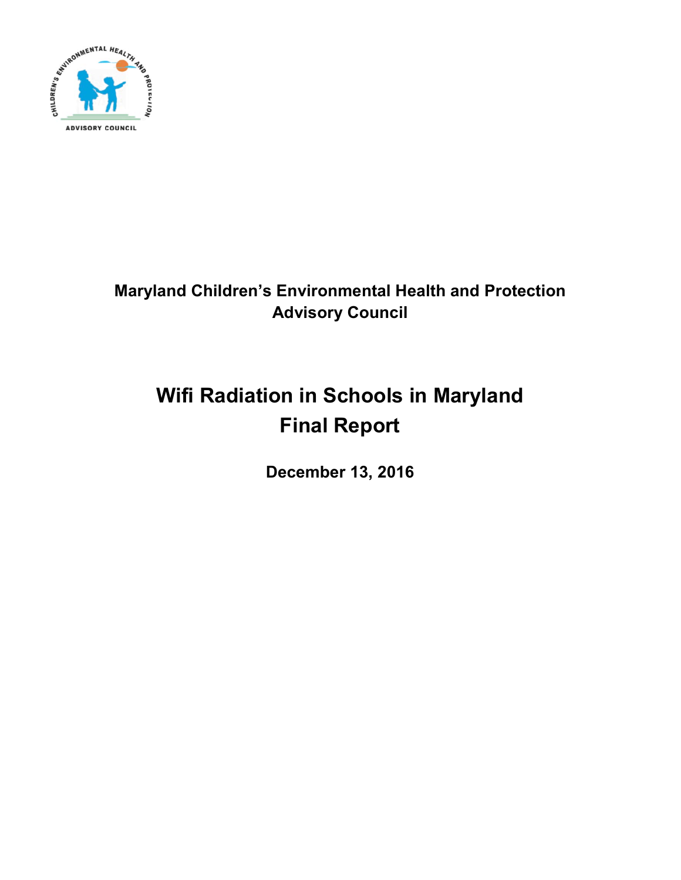Maryland Children's Environmental Health and Protection Advisory Council

# Wifi Radiation in Schools in Maryland
# Final Report

**December 13, 2016**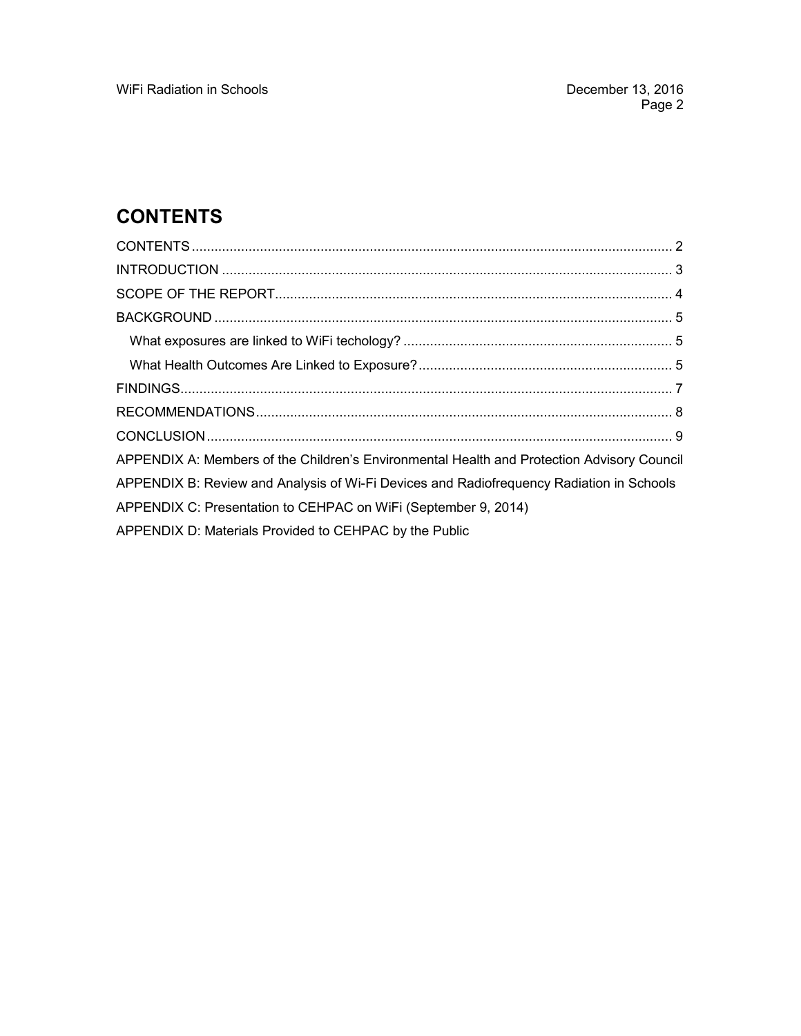# CONTENTS

CONTENTS ........ 2
INTRODUCTION ........ 3
SCOPE OF THE REPORT ........ 4
BACKGROUND ........ 5
- What exposures are linked to WiFi techology? ........ 5
- What Health Outcomes Are Linked to Exposure? ........ 5

FINDINGS ........ 7
RECOMMENDATIONS ........ 8
CONCLUSION ........ 9
APPENDIX A: Members of the Children's Environmental Health and Protection Advisory Council
APPENDIX B: Review and Analysis of Wi-Fi Devices and Radiofrequency Radiation in Schools
APPENDIX C: Presentation to CEHPAC on WiFi (September 9, 2014)
APPENDIX D: Materials Provided to CEHPAC by the Public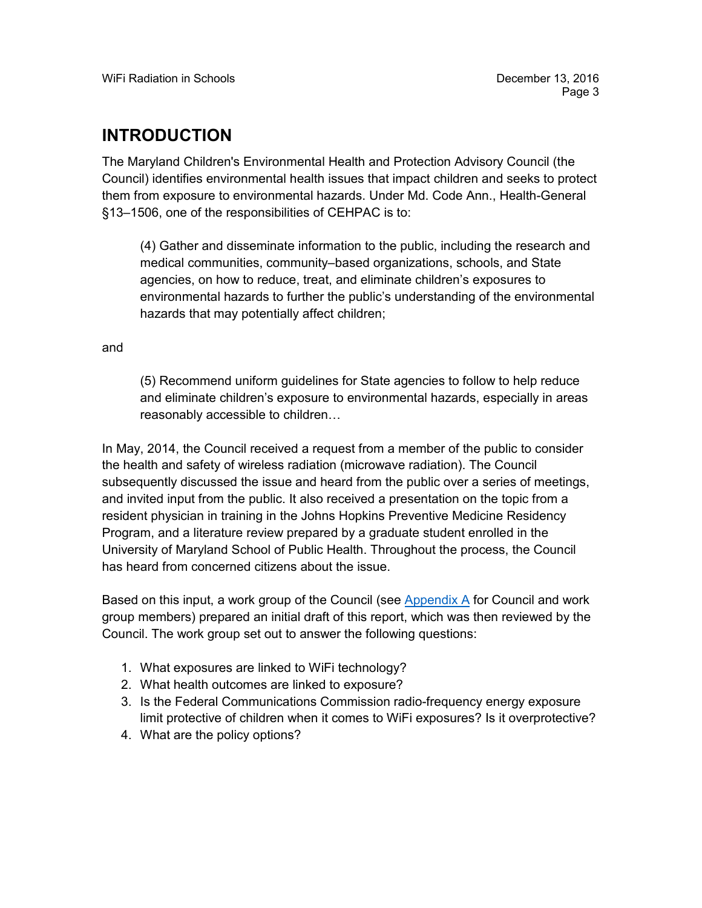# INTRODUCTION

The Maryland Children's Environmental Health and Protection Advisory Council (the Council) identifies environmental health issues that impact children and seeks to protect them from exposure to environmental hazards. Under Md. Code Ann., Health-General §13–1506, one of the responsibilities of CEHPAC is to:

> (4) Gather and disseminate information to the public, including the research and medical communities, community–based organizations, schools, and State agencies, on how to reduce, treat, and eliminate children's exposures to environmental hazards to further the public's understanding of the environmental hazards that may potentially affect children;

and

> (5) Recommend uniform guidelines for State agencies to follow to help reduce and eliminate children's exposure to environmental hazards, especially in areas reasonably accessible to children…

In May, 2014, the Council received a request from a member of the public to consider the health and safety of wireless radiation (microwave radiation). The Council subsequently discussed the issue and heard from the public over a series of meetings, and invited input from the public. It also received a presentation on the topic from a resident physician in training in the Johns Hopkins Preventive Medicine Residency Program, and a literature review prepared by a graduate student enrolled in the University of Maryland School of Public Health. Throughout the process, the Council has heard from concerned citizens about the issue.

Based on this input, a work group of the Council (see Appendix A for Council and work group members) prepared an initial draft of this report, which was then reviewed by the Council. The work group set out to answer the following questions:

1. What exposures are linked to WiFi technology?
2. What health outcomes are linked to exposure?
3. Is the Federal Communications Commission radio-frequency energy exposure limit protective of children when it comes to WiFi exposures? Is it overprotective?
4. What are the policy options?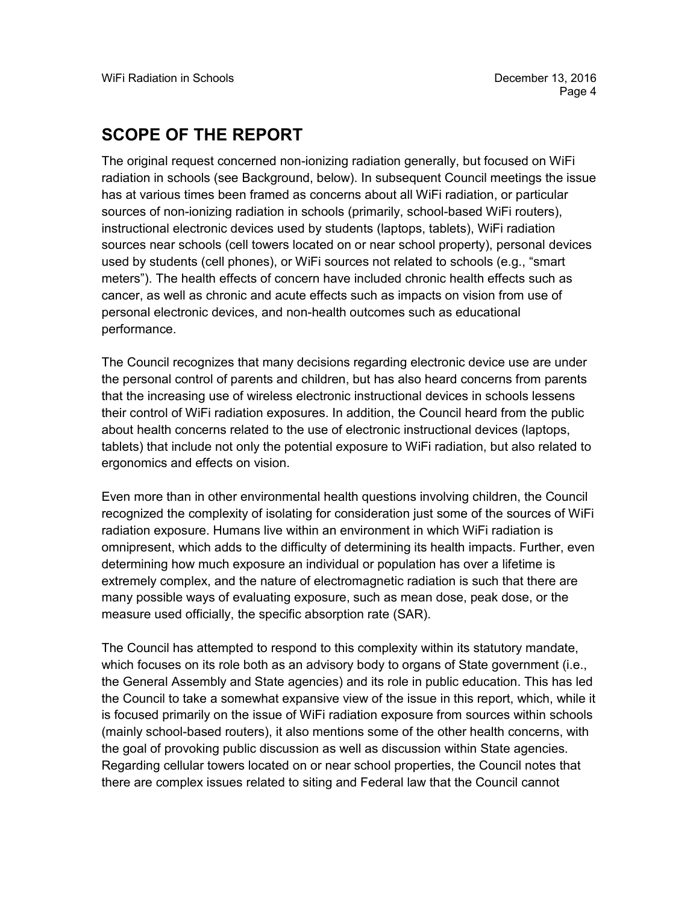## SCOPE OF THE REPORT

The original request concerned non-ionizing radiation generally, but focused on WiFi radiation in schools (see Background, below). In subsequent Council meetings the issue has at various times been framed as concerns about all WiFi radiation, or particular sources of non-ionizing radiation in schools (primarily, school-based WiFi routers), instructional electronic devices used by students (laptops, tablets), WiFi radiation sources near schools (cell towers located on or near school property), personal devices used by students (cell phones), or WiFi sources not related to schools (e.g., "smart meters"). The health effects of concern have included chronic health effects such as cancer, as well as chronic and acute effects such as impacts on vision from use of personal electronic devices, and non-health outcomes such as educational performance.

The Council recognizes that many decisions regarding electronic device use are under the personal control of parents and children, but has also heard concerns from parents that the increasing use of wireless electronic instructional devices in schools lessens their control of WiFi radiation exposures. In addition, the Council heard from the public about health concerns related to the use of electronic instructional devices (laptops, tablets) that include not only the potential exposure to WiFi radiation, but also related to ergonomics and effects on vision.

Even more than in other environmental health questions involving children, the Council recognized the complexity of isolating for consideration just some of the sources of WiFi radiation exposure. Humans live within an environment in which WiFi radiation is omnipresent, which adds to the difficulty of determining its health impacts. Further, even determining how much exposure an individual or population has over a lifetime is extremely complex, and the nature of electromagnetic radiation is such that there are many possible ways of evaluating exposure, such as mean dose, peak dose, or the measure used officially, the specific absorption rate (SAR).

The Council has attempted to respond to this complexity within its statutory mandate, which focuses on its role both as an advisory body to organs of State government (i.e., the General Assembly and State agencies) and its role in public education. This has led the Council to take a somewhat expansive view of the issue in this report, which, while it is focused primarily on the issue of WiFi radiation exposure from sources within schools (mainly school-based routers), it also mentions some of the other health concerns, with the goal of provoking public discussion as well as discussion within State agencies. Regarding cellular towers located on or near school properties, the Council notes that there are complex issues related to siting and Federal law that the Council cannot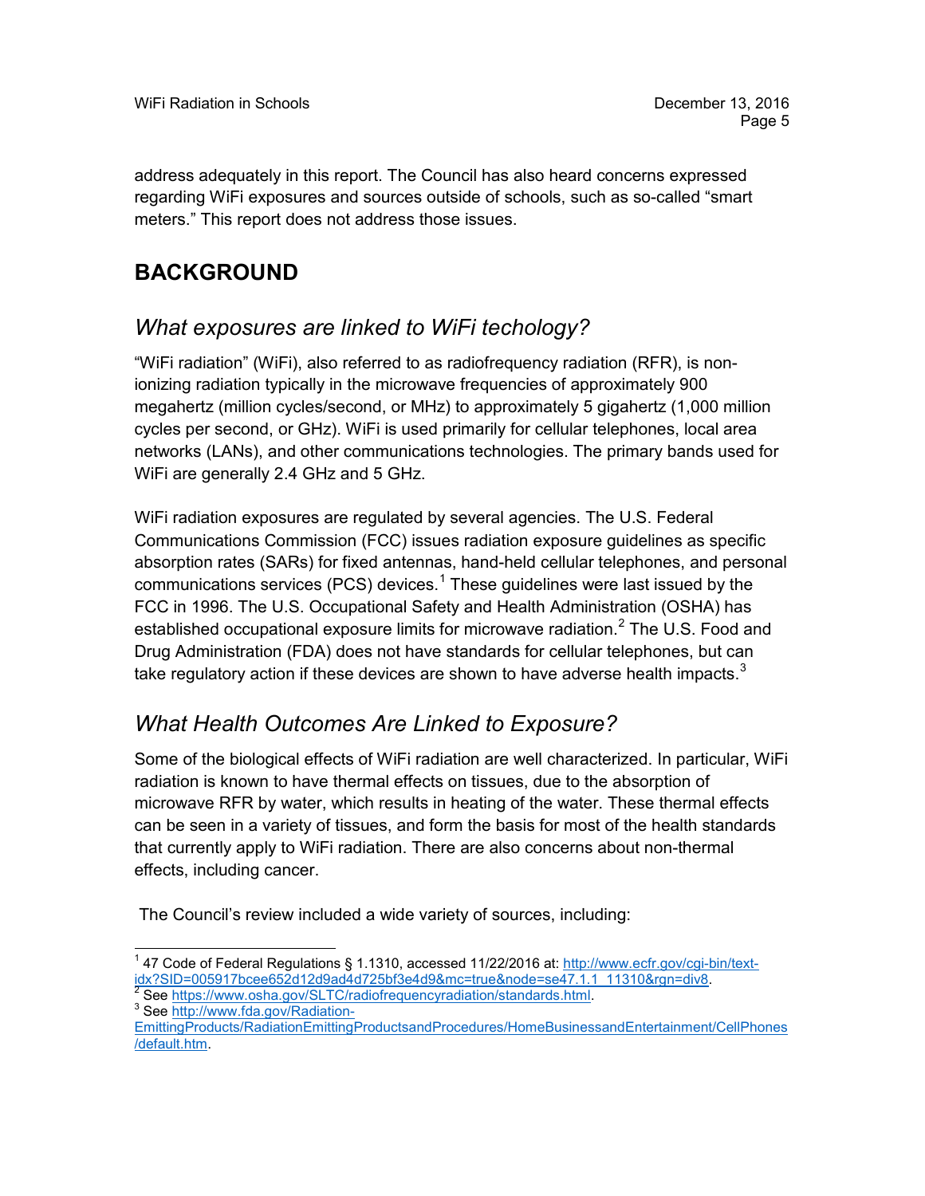address adequately in this report. The Council has also heard concerns expressed regarding WiFi exposures and sources outside of schools, such as so-called “smart meters.” This report does not address those issues.

## BACKGROUND

### *What exposures are linked to WiFi techology?*

“WiFi radiation” (WiFi), also referred to as radiofrequency radiation (RFR), is non-ionizing radiation typically in the microwave frequencies of approximately 900 megahertz (million cycles/second, or MHz) to approximately 5 gigahertz (1,000 million cycles per second, or GHz). WiFi is used primarily for cellular telephones, local area networks (LANs), and other communications technologies. The primary bands used for WiFi are generally 2.4 GHz and 5 GHz.

WiFi radiation exposures are regulated by several agencies. The U.S. Federal Communications Commission (FCC) issues radiation exposure guidelines as specific absorption rates (SARs) for fixed antennas, hand-held cellular telephones, and personal communications services (PCS) devices.[1] These guidelines were last issued by the FCC in 1996. The U.S. Occupational Safety and Health Administration (OSHA) has established occupational exposure limits for microwave radiation.[2] The U.S. Food and Drug Administration (FDA) does not have standards for cellular telephones, but can take regulatory action if these devices are shown to have adverse health impacts.[3]

### *What Health Outcomes Are Linked to Exposure?*

Some of the biological effects of WiFi radiation are well characterized. In particular, WiFi radiation is known to have thermal effects on tissues, due to the absorption of microwave RFR by water, which results in heating of the water. These thermal effects can be seen in a variety of tissues, and form the basis for most of the health standards that currently apply to WiFi radiation. There are also concerns about non-thermal effects, including cancer.

The Council’s review included a wide variety of sources, including:

---

[1] 47 Code of Federal Regulations § 1.1310, accessed 11/22/2016 at: http://www.ecfr.gov/cgi-bin/text-idx?SID=005917bcee652d12d9ad4d725bf3e4d9&mc=true&node=se47.1.1_11310&rgn=div8.

[2] See https://www.osha.gov/SLTC/radiofrequencyradiation/standards.html.

[3] See http://www.fda.gov/Radiation-EmittingProducts/RadiationEmittingProductsandProcedures/HomeBusinessandEntertainment/CellPhones/default.htm.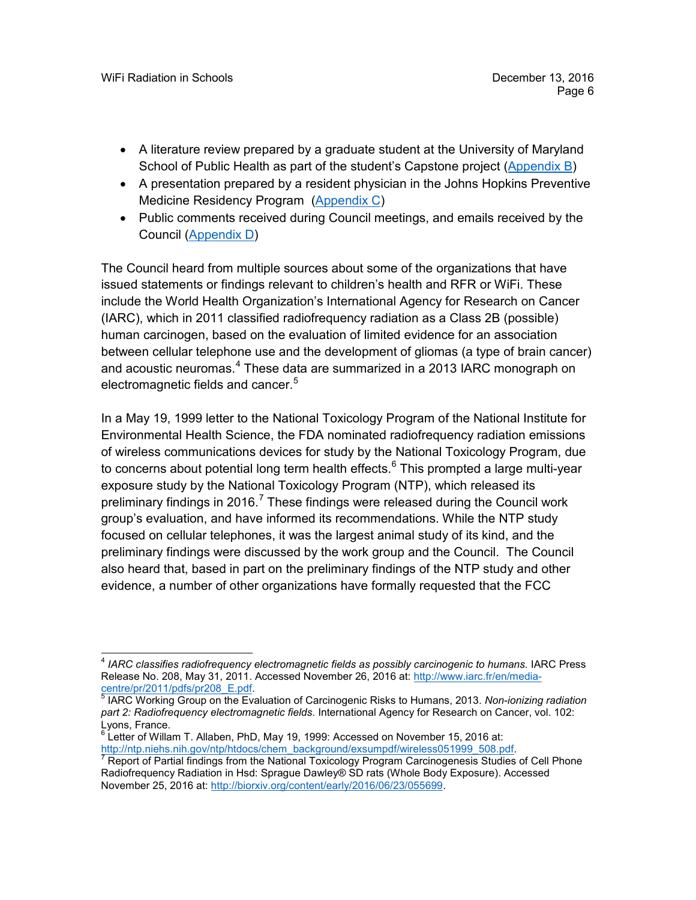- A literature review prepared by a graduate student at the University of Maryland School of Public Health as part of the student's Capstone project (Appendix B)
- A presentation prepared by a resident physician in the Johns Hopkins Preventive Medicine Residency Program (Appendix C)
- Public comments received during Council meetings, and emails received by the Council (Appendix D)

The Council heard from multiple sources about some of the organizations that have issued statements or findings relevant to children's health and RFR or WiFi. These include the World Health Organization's International Agency for Research on Cancer (IARC), which in 2011 classified radiofrequency radiation as a Class 2B (possible) human carcinogen, based on the evaluation of limited evidence for an association between cellular telephone use and the development of gliomas (a type of brain cancer) and acoustic neuromas.[4] These data are summarized in a 2013 IARC monograph on electromagnetic fields and cancer.[5]

In a May 19, 1999 letter to the National Toxicology Program of the National Institute for Environmental Health Science, the FDA nominated radiofrequency radiation emissions of wireless communications devices for study by the National Toxicology Program, due to concerns about potential long term health effects.[6] This prompted a large multi-year exposure study by the National Toxicology Program (NTP), which released its preliminary findings in 2016.[7] These findings were released during the Council work group's evaluation, and have informed its recommendations. While the NTP study focused on cellular telephones, it was the largest animal study of its kind, and the preliminary findings were discussed by the work group and the Council. The Council also heard that, based in part on the preliminary findings of the NTP study and other evidence, a number of other organizations have formally requested that the FCC

---

[4] *IARC classifies radiofrequency electromagnetic fields as possibly carcinogenic to humans.* IARC Press Release No. 208, May 31, 2011. Accessed November 26, 2016 at: http://www.iarc.fr/en/media-centre/pr/2011/pdfs/pr208_E.pdf.

[5] IARC Working Group on the Evaluation of Carcinogenic Risks to Humans, 2013. *Non-ionizing radiation part 2: Radiofrequency electromagnetic fields.* International Agency for Research on Cancer, vol. 102: Lyons, France.

[6] Letter of Willam T. Allaben, PhD, May 19, 1999: Accessed on November 15, 2016 at: http://ntp.niehs.nih.gov/ntp/htdocs/chem_background/exsumpdf/wireless051999_508.pdf.

[7] Report of Partial findings from the National Toxicology Program Carcinogenesis Studies of Cell Phone Radiofrequency Radiation in Hsd: Sprague Dawley® SD rats (Whole Body Exposure). Accessed November 25, 2016 at: http://biorxiv.org/content/early/2016/06/23/055699.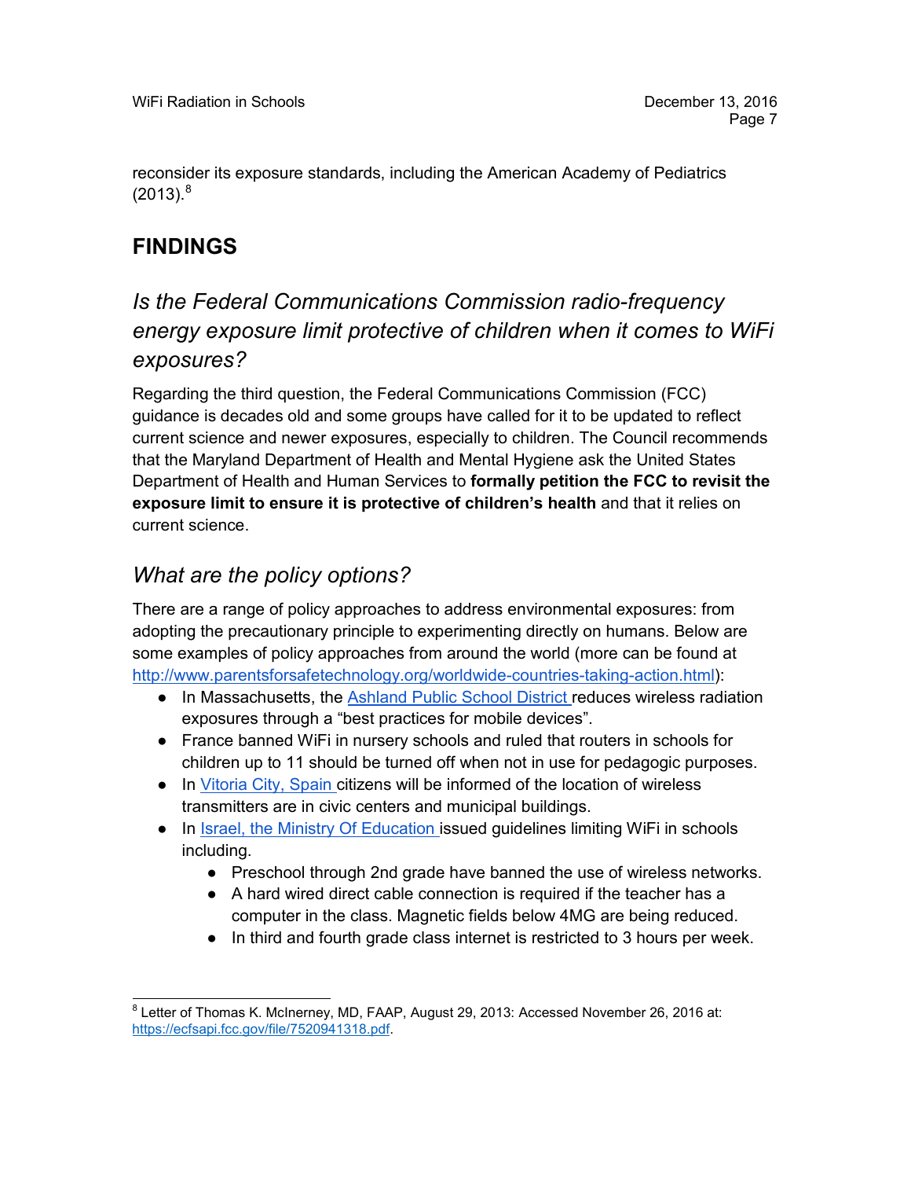reconsider its exposure standards, including the American Academy of Pediatrics (2013).[8]

## FINDINGS

### *Is the Federal Communications Commission radio-frequency energy exposure limit protective of children when it comes to WiFi exposures?*

Regarding the third question, the Federal Communications Commission (FCC) guidance is decades old and some groups have called for it to be updated to reflect current science and newer exposures, especially to children. The Council recommends that the Maryland Department of Health and Mental Hygiene ask the United States Department of Health and Human Services to **formally petition the FCC to revisit the exposure limit to ensure it is protective of children's health** and that it relies on current science.

### *What are the policy options?*

There are a range of policy approaches to address environmental exposures: from adopting the precautionary principle to experimenting directly on humans. Below are some examples of policy approaches from around the world (more can be found at http://www.parentsforsafetechnology.org/worldwide-countries-taking-action.html):

- In Massachusetts, the Ashland Public School District reduces wireless radiation exposures through a "best practices for mobile devices".
- France banned WiFi in nursery schools and ruled that routers in schools for children up to 11 should be turned off when not in use for pedagogic purposes.
- In Vitoria City, Spain citizens will be informed of the location of wireless transmitters are in civic centers and municipal buildings.
- In Israel, the Ministry Of Education issued guidelines limiting WiFi in schools including.
    - Preschool through 2nd grade have banned the use of wireless networks.
    - A hard wired direct cable connection is required if the teacher has a computer in the class. Magnetic fields below 4MG are being reduced.
    - In third and fourth grade class internet is restricted to 3 hours per week.

---

[8] Letter of Thomas K. McInerney, MD, FAAP, August 29, 2013: Accessed November 26, 2016 at: https://ecfsapi.fcc.gov/file/7520941318.pdf.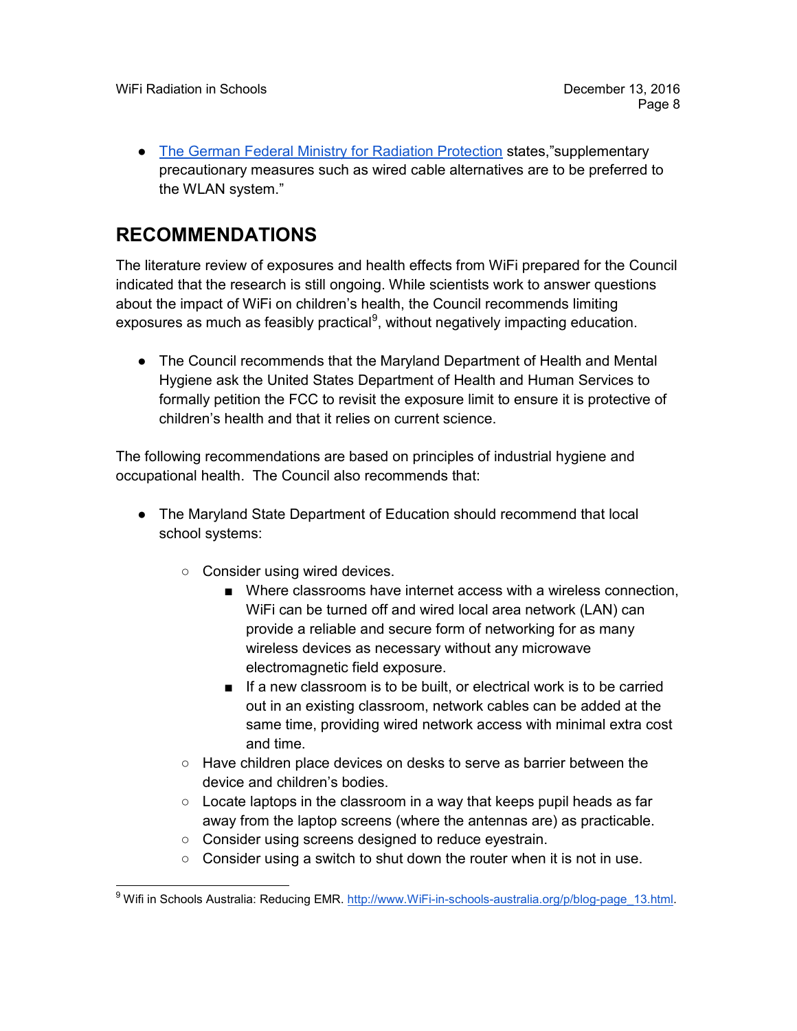- [The German Federal Ministry for Radiation Protection](#) states,"supplementary precautionary measures such as wired cable alternatives are to be preferred to the WLAN system."

## RECOMMENDATIONS

The literature review of exposures and health effects from WiFi prepared for the Council indicated that the research is still ongoing. While scientists work to answer questions about the impact of WiFi on children's health, the Council recommends limiting exposures as much as feasibly practical[9], without negatively impacting education.

- The Council recommends that the Maryland Department of Health and Mental Hygiene ask the United States Department of Health and Human Services to formally petition the FCC to revisit the exposure limit to ensure it is protective of children's health and that it relies on current science.

The following recommendations are based on principles of industrial hygiene and occupational health. The Council also recommends that:

- The Maryland State Department of Education should recommend that local school systems:
    - Consider using wired devices.
        - Where classrooms have internet access with a wireless connection, WiFi can be turned off and wired local area network (LAN) can provide a reliable and secure form of networking for as many wireless devices as necessary without any microwave electromagnetic field exposure.
        - If a new classroom is to be built, or electrical work is to be carried out in an existing classroom, network cables can be added at the same time, providing wired network access with minimal extra cost and time.
    - Have children place devices on desks to serve as barrier between the device and children's bodies.
    - Locate laptops in the classroom in a way that keeps pupil heads as far away from the laptop screens (where the antennas are) as practicable.
    - Consider using screens designed to reduce eyestrain.
    - Consider using a switch to shut down the router when it is not in use.

---

[9] Wifi in Schools Australia: Reducing EMR. http://www.WiFi-in-schools-australia.org/p/blog-page_13.html.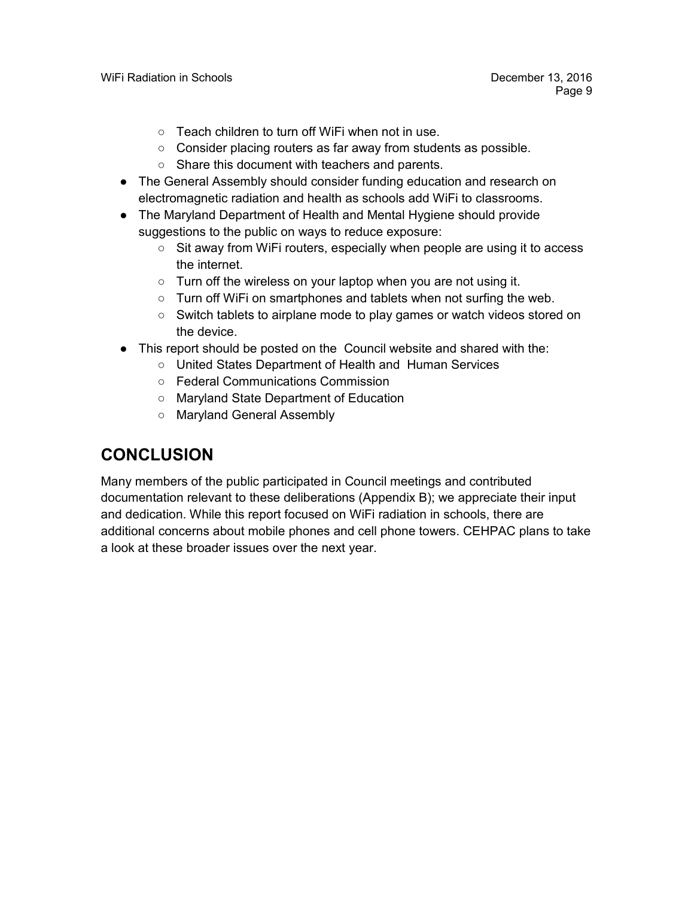- Teach children to turn off WiFi when not in use.
    - Consider placing routers as far away from students as possible.
    - Share this document with teachers and parents.
- The General Assembly should consider funding education and research on electromagnetic radiation and health as schools add WiFi to classrooms.
- The Maryland Department of Health and Mental Hygiene should provide suggestions to the public on ways to reduce exposure:
    - Sit away from WiFi routers, especially when people are using it to access the internet.
    - Turn off the wireless on your laptop when you are not using it.
    - Turn off WiFi on smartphones and tablets when not surfing the web.
    - Switch tablets to airplane mode to play games or watch videos stored on the device.
- This report should be posted on the Council website and shared with the:
    - United States Department of Health and Human Services
    - Federal Communications Commission
    - Maryland State Department of Education
    - Maryland General Assembly

## CONCLUSION

Many members of the public participated in Council meetings and contributed documentation relevant to these deliberations (Appendix B); we appreciate their input and dedication. While this report focused on WiFi radiation in schools, there are additional concerns about mobile phones and cell phone towers. CEHPAC plans to take a look at these broader issues over the next year.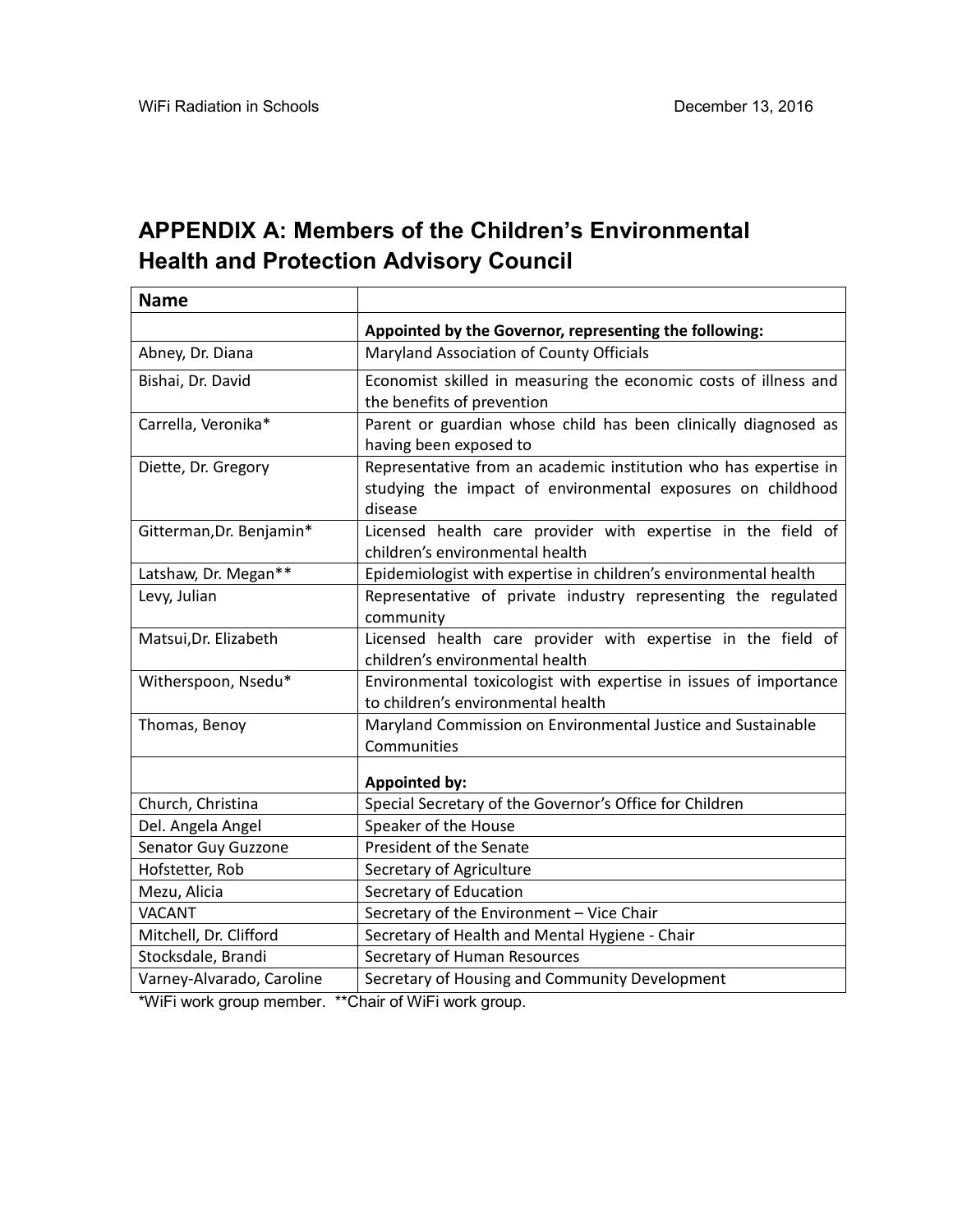## APPENDIX A: Members of the Children's Environmental Health and Protection Advisory Council

| Name | |
|---|---|
| | **Appointed by the Governor, representing the following:** |
| Abney, Dr. Diana | Maryland Association of County Officials |
| Bishai, Dr. David | Economist skilled in measuring the economic costs of illness and the benefits of prevention |
| Carrella, Veronika* | Parent or guardian whose child has been clinically diagnosed as having been exposed to |
| Diette, Dr. Gregory | Representative from an academic institution who has expertise in studying the impact of environmental exposures on childhood disease |
| Gitterman,Dr. Benjamin* | Licensed health care provider with expertise in the field of children's environmental health |
| Latshaw, Dr. Megan** | Epidemiologist with expertise in children's environmental health |
| Levy, Julian | Representative of private industry representing the regulated community |
| Matsui,Dr. Elizabeth | Licensed health care provider with expertise in the field of children's environmental health |
| Witherspoon, Nsedu* | Environmental toxicologist with expertise in issues of importance to children's environmental health |
| Thomas, Benoy | Maryland Commission on Environmental Justice and Sustainable Communities |
| | **Appointed by:** |
| Church, Christina | Special Secretary of the Governor's Office for Children |
| Del. Angela Angel | Speaker of the House |
| Senator Guy Guzzone | President of the Senate |
| Hofstetter, Rob | Secretary of Agriculture |
| Mezu, Alicia | Secretary of Education |
| VACANT | Secretary of the Environment – Vice Chair |
| Mitchell, Dr. Clifford | Secretary of Health and Mental Hygiene - Chair |
| Stocksdale, Brandi | Secretary of Human Resources |
| Varney-Alvarado, Caroline | Secretary of Housing and Community Development |

*WiFi work group member. **Chair of WiFi work group.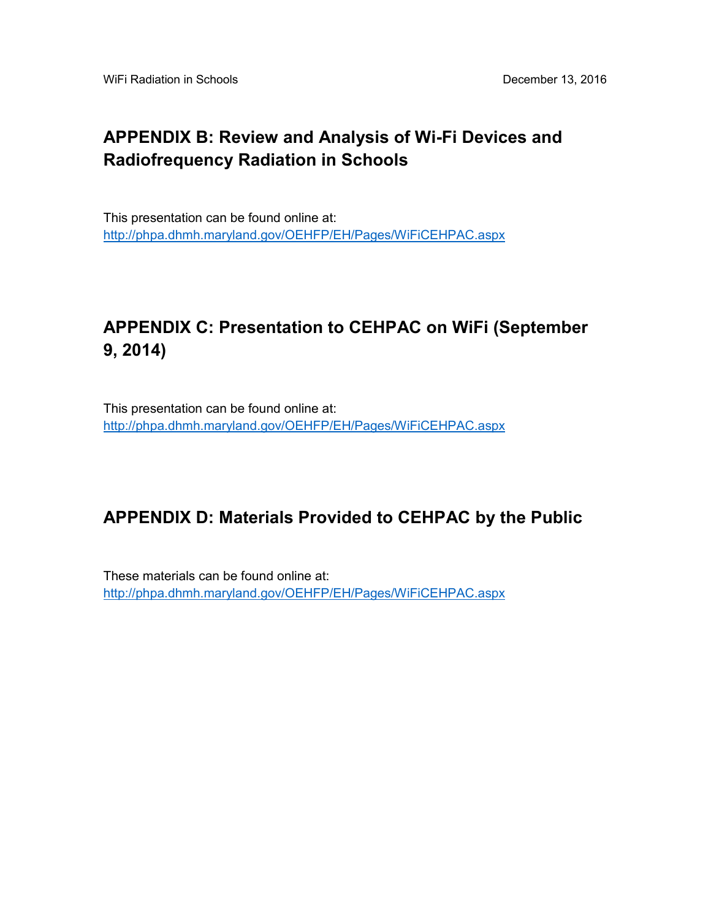## APPENDIX B: Review and Analysis of Wi-Fi Devices and Radiofrequency Radiation in Schools

This presentation can be found online at:
http://phpa.dhmh.maryland.gov/OEHFP/EH/Pages/WiFiCEHPAC.aspx

## APPENDIX C: Presentation to CEHPAC on WiFi (September 9, 2014)

This presentation can be found online at:
http://phpa.dhmh.maryland.gov/OEHFP/EH/Pages/WiFiCEHPAC.aspx

## APPENDIX D: Materials Provided to CEHPAC by the Public

These materials can be found online at:
http://phpa.dhmh.maryland.gov/OEHFP/EH/Pages/WiFiCEHPAC.aspx